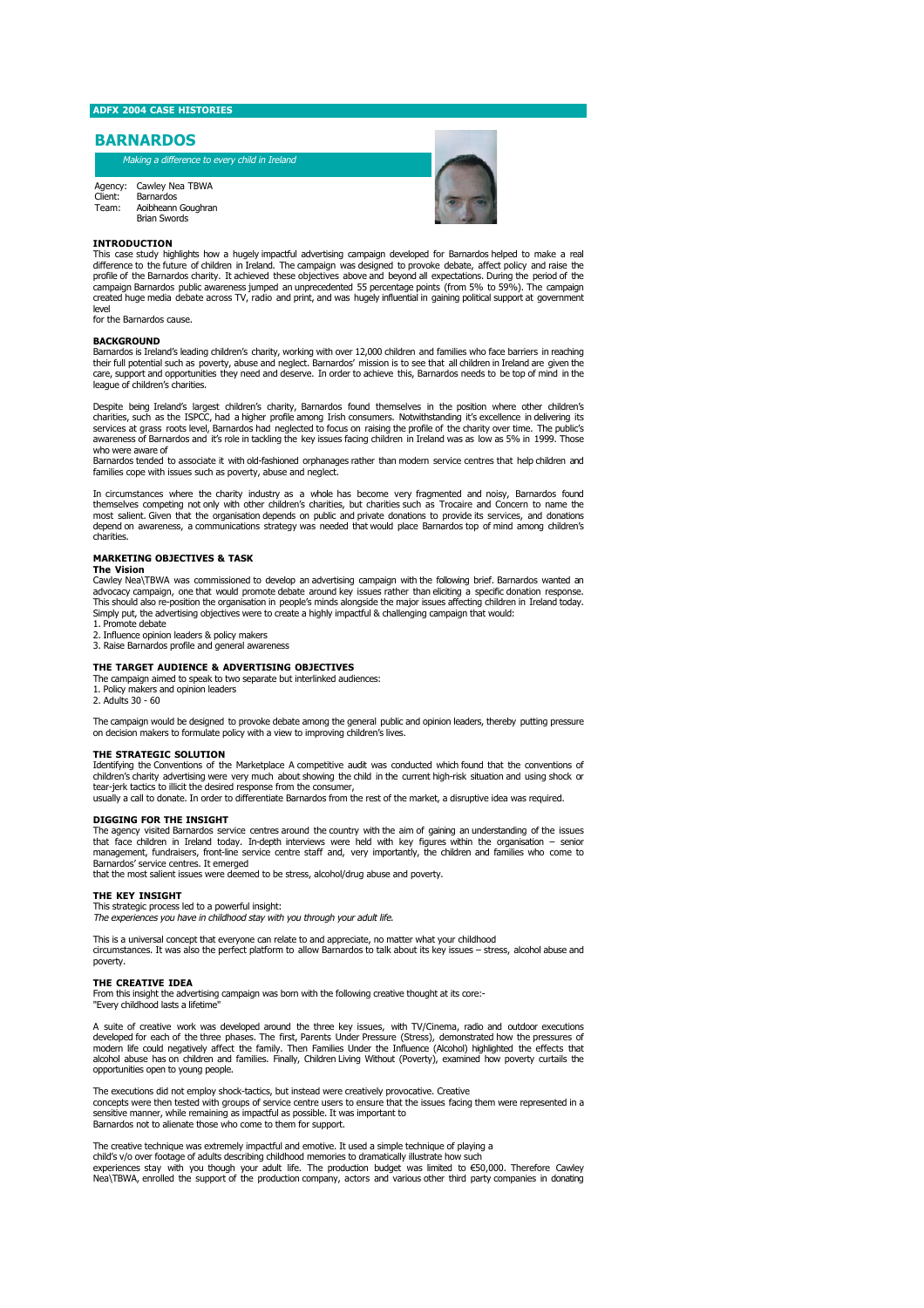ADFX 2004 CASE HISTORIES

# BARNARDOS

*Making a difference to every child in Ireland*

Agency: Cawley Nea TBWA
Client: Barnardos
Team: Aoibheann Goughran
Brian Swords

## INTRODUCTION

This case study highlights how a hugely impactful advertising campaign developed for Barnardos helped to make a real difference to the future of children in Ireland. The campaign was designed to provoke debate, affect policy and raise the profile of the Barnardos charity. It achieved these objectives above and beyond all expectations. During the period of the campaign Barnardos public awareness jumped an unprecedented 55 percentage points (from 5% to 59%). The campaign created huge media debate across TV, radio and print, and was hugely influential in gaining political support at government level
for the Barnardos cause.

## BACKGROUND

Barnardos is Ireland's leading children's charity, working with over 12,000 children and families who face barriers in reaching their full potential such as poverty, abuse and neglect. Barnardos' mission is to see that all children in Ireland are given the care, support and opportunities they need and deserve. In order to achieve this, Barnardos needs to be top of mind in the league of children's charities.

Despite being Ireland's largest children's charity, Barnardos found themselves in the position where other children's charities, such as the ISPCC, had a higher profile among Irish consumers. Notwithstanding it's excellence in delivering its services at grass roots level, Barnardos had neglected to focus on raising the profile of the charity over time. The public's awareness of Barnardos and it's role in tackling the key issues facing children in Ireland was as low as 5% in 1999. Those who were aware of
Barnardos tended to associate it with old-fashioned orphanages rather than modern service centres that help children and families cope with issues such as poverty, abuse and neglect.

In circumstances where the charity industry as a whole has become very fragmented and noisy, Barnardos found themselves competing not only with other children's charities, but charities such as Trocaire and Concern to name the most salient. Given that the organisation depends on public and private donations to provide its services, and donations depend on awareness, a communications strategy was needed that would place Barnardos top of mind among children's charities.

## MARKETING OBJECTIVES & TASK

### The Vision

Cawley Nea\TBWA was commissioned to develop an advertising campaign with the following brief. Barnardos wanted an advocacy campaign, one that would promote debate around key issues rather than eliciting a specific donation response. This should also re-position the organisation in people's minds alongside the major issues affecting children in Ireland today. Simply put, the advertising objectives were to create a highly impactful & challenging campaign that would:

1. Promote debate
2. Influence opinion leaders & policy makers
3. Raise Barnardos profile and general awareness

## THE TARGET AUDIENCE & ADVERTISING OBJECTIVES

The campaign aimed to speak to two separate but interlinked audiences:

1. Policy makers and opinion leaders
2. Adults 30 - 60

The campaign would be designed to provoke debate among the general public and opinion leaders, thereby putting pressure on decision makers to formulate policy with a view to improving children's lives.

## THE STRATEGIC SOLUTION

Identifying the Conventions of the Marketplace A competitive audit was conducted which found that the conventions of children's charity advertising were very much about showing the child in the current high-risk situation and using shock or tear-jerk tactics to illicit the desired response from the consumer,
usually a call to donate. In order to differentiate Barnardos from the rest of the market, a disruptive idea was required.

## DIGGING FOR THE INSIGHT

The agency visited Barnardos service centres around the country with the aim of gaining an understanding of the issues that face children in Ireland today. In-depth interviews were held with key figures within the organisation – senior management, fundraisers, front-line service centre staff and, very importantly, the children and families who come to Barnardos' service centres. It emerged
that the most salient issues were deemed to be stress, alcohol/drug abuse and poverty.

## THE KEY INSIGHT

This strategic process led to a powerful insight:
*The experiences you have in childhood stay with you through your adult life.*

This is a universal concept that everyone can relate to and appreciate, no matter what your childhood
circumstances. It was also the perfect platform to allow Barnardos to talk about its key issues – stress, alcohol abuse and poverty.

## THE CREATIVE IDEA

From this insight the advertising campaign was born with the following creative thought at its core:-
"Every childhood lasts a lifetime"

A suite of creative work was developed around the three key issues, with TV/Cinema, radio and outdoor executions developed for each of the three phases. The first, Parents Under Pressure (Stress), demonstrated how the pressures of modern life could negatively affect the family. Then Families Under the Influence (Alcohol) highlighted the effects that alcohol abuse has on children and families. Finally, Children Living Without (Poverty), examined how poverty curtails the opportunities open to young people.

The executions did not employ shock-tactics, but instead were creatively provocative. Creative
concepts were then tested with groups of service centre users to ensure that the issues facing them were represented in a sensitive manner, while remaining as impactful as possible. It was important to
Barnardos not to alienate those who come to them for support.

The creative technique was extremely impactful and emotive. It used a simple technique of playing a
child's v/o over footage of adults describing childhood memories to dramatically illustrate how such
experiences stay with you though your adult life. The production budget was limited to €50,000. Therefore Cawley Nea\TBWA, enrolled the support of the production company, actors and various other third party companies in donating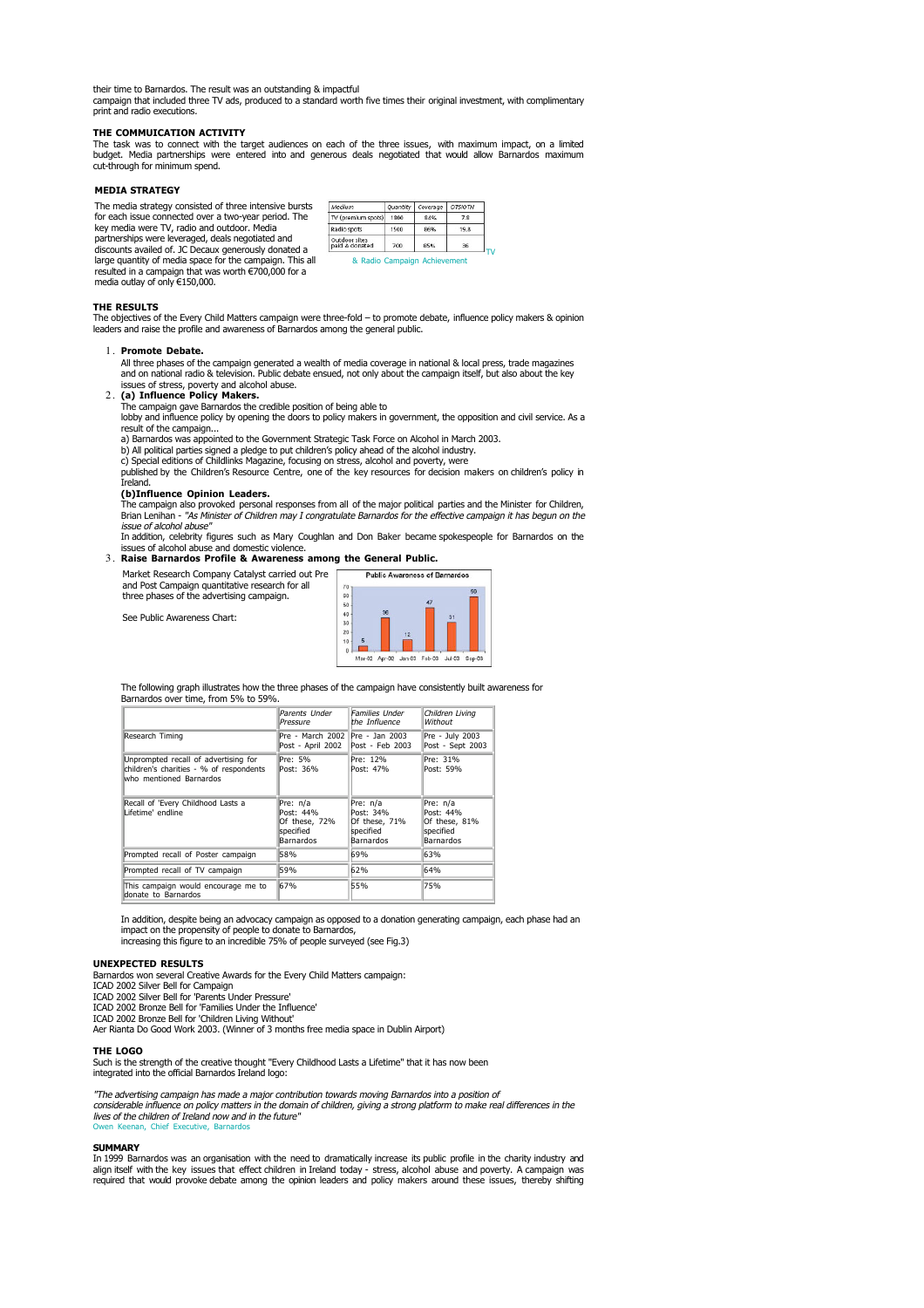their time to Barnardos. The result was an outstanding & impactful campaign that included three TV ads, produced to a standard worth five times their original investment, with complimentary print and radio executions.

## THE COMMUNICATION ACTIVITY

The task was to connect with the target audiences on each of the three issues, with maximum impact, on a limited budget. Media partnerships were entered into and generous deals negotiated that would allow Barnardos maximum cut-through for minimum spend.

## MEDIA STRATEGY

The media strategy consisted of three intensive bursts for each issue connected over a two-year period. The key media were TV, radio and outdoor. Media partnerships were leveraged, deals negotiated and discounts availed of. JC Decaux generously donated a large quantity of media space for the campaign. This all resulted in a campaign that was worth €700,000 for a media outlay of only €150,000.

| Medium | Quantity | Coverage | OTS/OTH |
|---|---|---|---|
| TV (premium spots) | 1800 | 84% | 7.8 |
| Radio spots | 1500 | 86% | 15.8 |
| Outdoor sites paid & donated | 700 | 85% | 36 |

TV & Radio Campaign Achievement

## THE RESULTS

The objectives of the Every Child Matters campaign were three-fold – to promote debate, influence policy makers & opinion leaders and raise the profile and awareness of Barnardos among the general public.

1. **Promote Debate.**
   All three phases of the campaign generated a wealth of media coverage in national & local press, trade magazines and on national radio & television. Public debate ensued, not only about the campaign itself, but also about the key issues of stress, poverty and alcohol abuse.
2. **(a) Influence Policy Makers.**
   The campaign gave Barnardos the credible position of being able to lobby and influence policy by opening the doors to policy makers in government, the opposition and civil service. As a result of the campaign...
   a) Barnardos was appointed to the Government Strategic Task Force on Alcohol in March 2003.
   b) All political parties signed a pledge to put children's policy ahead of the alcohol industry.
   c) Special editions of Childlinks Magazine, focusing on stress, alcohol and poverty, were published by the Children's Resource Centre, one of the key resources for decision makers on children's policy in Ireland.

   **(b)Influence Opinion Leaders.**
   The campaign also provoked personal responses from all of the major political parties and the Minister for Children, Brian Lenihan - *"As Minister of Children may I congratulate Barnardos for the effective campaign it has begun on the issue of alcohol abuse"*
   In addition, celebrity figures such as Mary Coughlan and Don Baker became spokespeople for Barnardos on the issues of alcohol abuse and domestic violence.
3. **Raise Barnardos Profile & Awareness among the General Public.**
   Market Research Company Catalyst carried out Pre and Post Campaign quantitative research for all three phases of the advertising campaign.

   See Public Awareness Chart:

   Public Awareness of Barnardos

   | Mar-02 | Apr-02 | Jan-03 | Feb-03 | Jul-03 | Sep-03 |
   |---|---|---|---|---|---|
   | 5 | 36 | 12 | 47 | 31 | 59 |

   The following graph illustrates how the three phases of the campaign have consistently built awareness for Barnardos over time, from 5% to 59%.

| | *Parents Under Pressure* | *Families Under the Influence* | *Children Living Without* |
|---|---|---|---|
| Research Timing | Pre - March 2002 Post - April 2002 | Pre - Jan 2003 Post - Feb 2003 | Pre - July 2003 Post - Sept 2003 |
| Unprompted recall of advertising for children's charities - % of respondents who mentioned Barnardos | Pre: 5% Post: 36% | Pre: 12% Post: 47% | Pre: 31% Post: 59% |
| Recall of 'Every Childhood Lasts a Lifetime' endline | Pre: n/a Post: 44% Of these, 72% specified Barnardos | Pre: n/a Post: 34% Of these, 71% specified Barnardos | Pre: n/a Post: 44% Of these, 81% specified Barnardos |
| Prompted recall of Poster campaign | 58% | 69% | 63% |
| Prompted recall of TV campaign | 59% | 62% | 64% |
| This campaign would encourage me to donate to Barnardos | 67% | 55% | 75% |

In addition, despite being an advocacy campaign as opposed to a donation generating campaign, each phase had an impact on the propensity of people to donate to Barnardos, increasing this figure to an incredible 75% of people surveyed (see Fig.3)

## UNEXPECTED RESULTS

Barnardos won several Creative Awards for the Every Child Matters campaign:
ICAD 2002 Silver Bell for Campaign
ICAD 2002 Silver Bell for 'Parents Under Pressure'
ICAD 2002 Bronze Bell for 'Families Under the Influence'
ICAD 2002 Bronze Bell for 'Children Living Without'
Aer Rianta Do Good Work 2003. (Winner of 3 months free media space in Dublin Airport)

## THE LOGO

Such is the strength of the creative thought "Every Childhood Lasts a Lifetime" that it has now been integrated into the official Barnardos Ireland logo:

*"The advertising campaign has made a major contribution towards moving Barnardos into a position of considerable influence on policy matters in the domain of children, giving a strong platform to make real differences in the lives of the children of Ireland now and in the future"*
Owen Keenan, Chief Executive, Barnardos

## SUMMARY

In 1999 Barnardos was an organisation with the need to dramatically increase its public profile in the charity industry and align itself with the key issues that effect children in Ireland today - stress, alcohol abuse and poverty. A campaign was required that would provoke debate among the opinion leaders and policy makers around these issues, thereby shifting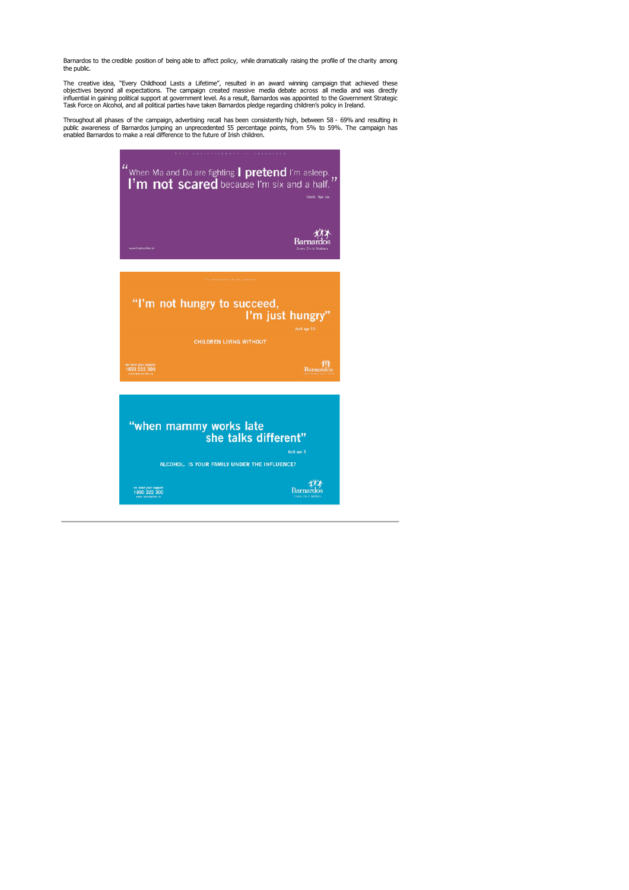Barnardos to the credible position of being able to affect policy, while dramatically raising the profile of the charity among the public.

The creative idea, "Every Childhood Lasts a Lifetime", resulted in an award winning campaign that achieved these objectives beyond all expectations. The campaign created massive media debate across all media and was directly influential in gaining political support at government level. As a result, Barnardos was appointed to the Government Strategic Task Force on Alcohol, and all political parties have taken Barnardos pledge regarding children's policy in Ireland.

Throughout all phases of the campaign, advertising recall has been consistently high, between 58 - 69% and resulting in public awareness of Barnardos jumping an unprecedented 55 percentage points, from 5% to 59%. The campaign has enabled Barnardos to make a real difference to the future of Irish children.

"When Ma and Da are fighting I pretend I'm asleep. I'm not scared because I'm six and a half."

David. Age six.

www.barnardos.ie

Barnardos
Every Child Matters

"I'm not hungry to succeed, I'm just hungry"

Jack age 13

CHILDREN LIVING WITHOUT

we need your support
1850 222 300
www.barnardos.ie

Barnardos

"when mammy works late she talks different"

Jack age 5

ALCOHOL. IS YOUR FAMILY UNDER THE INFLUENCE?

we need your support
1850 222 300
www.barnardos.ie

Barnardos
Every Child Matters